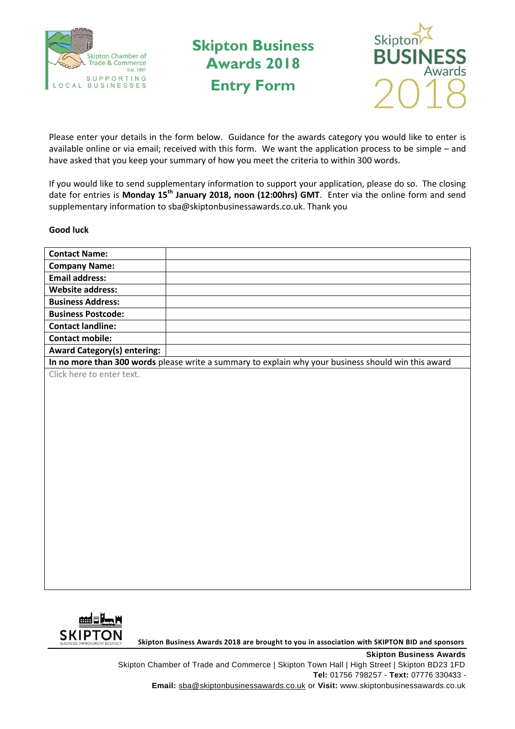# Skipton Business Awards 2018

## Entry Form

Please enter your details in the form below. Guidance for the awards category you would like to enter is available online or via email; received with this form. We want the application process to be simple – and have asked that you keep your summary of how you meet the criteria to within 300 words.

If you would like to send supplementary information to support your application, please do so. The closing date for entries is **Monday 15th January 2018, noon (12:00hrs) GMT**. Enter via the online form and send supplementary information to sba@skiptonbusinessawards.co.uk. Thank you

**Good luck**

| | |
|---|---|
| **Contact Name:** | |
| **Company Name:** | |
| **Email address:** | |
| **Website address:** | |
| **Business Address:** | |
| **Business Postcode:** | |
| **Contact landline:** | |
| **Contact mobile:** | |
| **Award Category(s) entering:** | |
| **In no more than 300 words** please write a summary to explain why your business should win this award | |
| Click here to enter text. | |

**Skipton Business Awards 2018 are brought to you in association with SKIPTON BID and sponsors**

**Skipton Business Awards**
Skipton Chamber of Trade and Commerce | Skipton Town Hall | High Street | Skipton BD23 1FD
**Tel:** 01756 798257 - **Text:** 07776 330433 -
**Email:** sba@skiptonbusinessawards.co.uk or **Visit:** www.skiptonbusinessawards.co.uk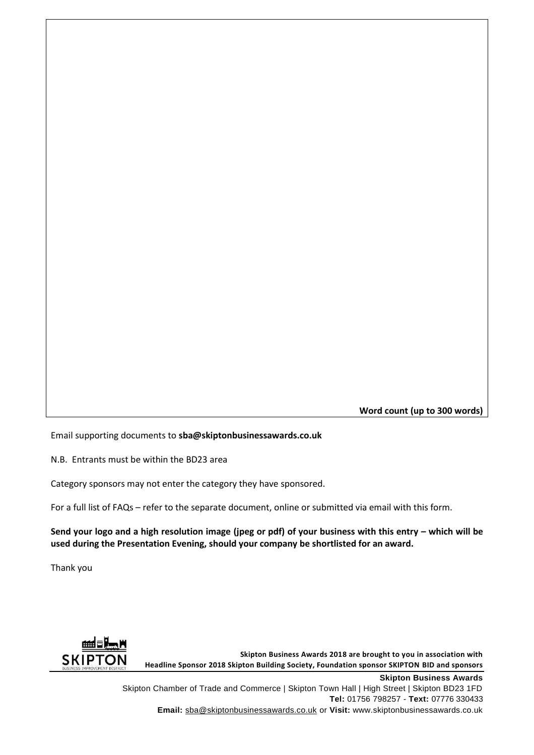| |
|---|
| **Word count (up to 300 words)** |

Email supporting documents to **sba@skiptonbusinessawards.co.uk**

N.B. Entrants must be within the BD23 area

Category sponsors may not enter the category they have sponsored.

For a full list of FAQs – refer to the separate document, online or submitted via email with this form.

**Send your logo and a high resolution image (jpeg or pdf) of your business with this entry – which will be used during the Presentation Evening, should your company be shortlisted for an award.**

Thank you

SKIPTON
BUSINESS IMPROVEMENT DISTRICT

**Skipton Business Awards 2018 are brought to you in association with Headline Sponsor 2018 Skipton Building Society, Foundation sponsor SKIPTON BID and sponsors**

**Skipton Business Awards**
Skipton Chamber of Trade and Commerce | Skipton Town Hall | High Street | Skipton BD23 1FD
**Tel:** 01756 798257 - **Text:** 07776 330433
**Email:** sba@skiptonbusinessawards.co.uk or **Visit:** www.skiptonbusinessawards.co.uk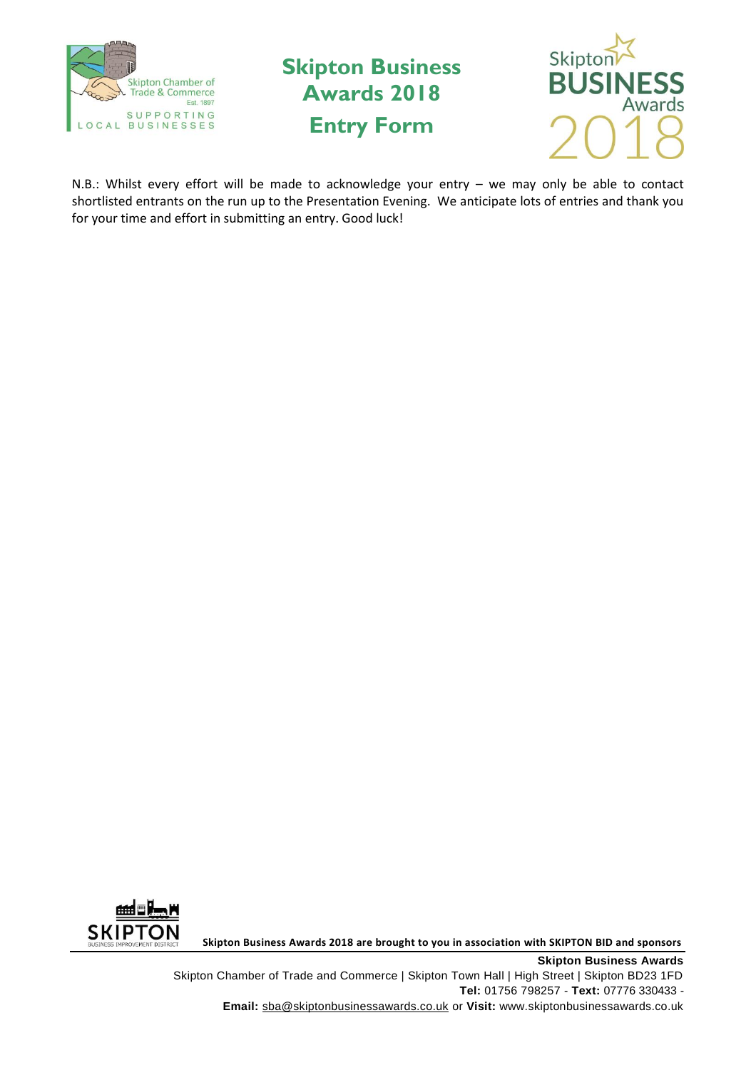# Skipton Business Awards 2018

## Entry Form

N.B.: Whilst every effort will be made to acknowledge your entry – we may only be able to contact shortlisted entrants on the run up to the Presentation Evening. We anticipate lots of entries and thank you for your time and effort in submitting an entry. Good luck!

**Skipton Business Awards 2018 are brought to you in association with SKIPTON BID and sponsors**

**Skipton Business Awards**
Skipton Chamber of Trade and Commerce | Skipton Town Hall | High Street | Skipton BD23 1FD
**Tel:** 01756 798257 - **Text:** 07776 330433 -
**Email:** sba@skiptonbusinessawards.co.uk or **Visit:** www.skiptonbusinessawards.co.uk